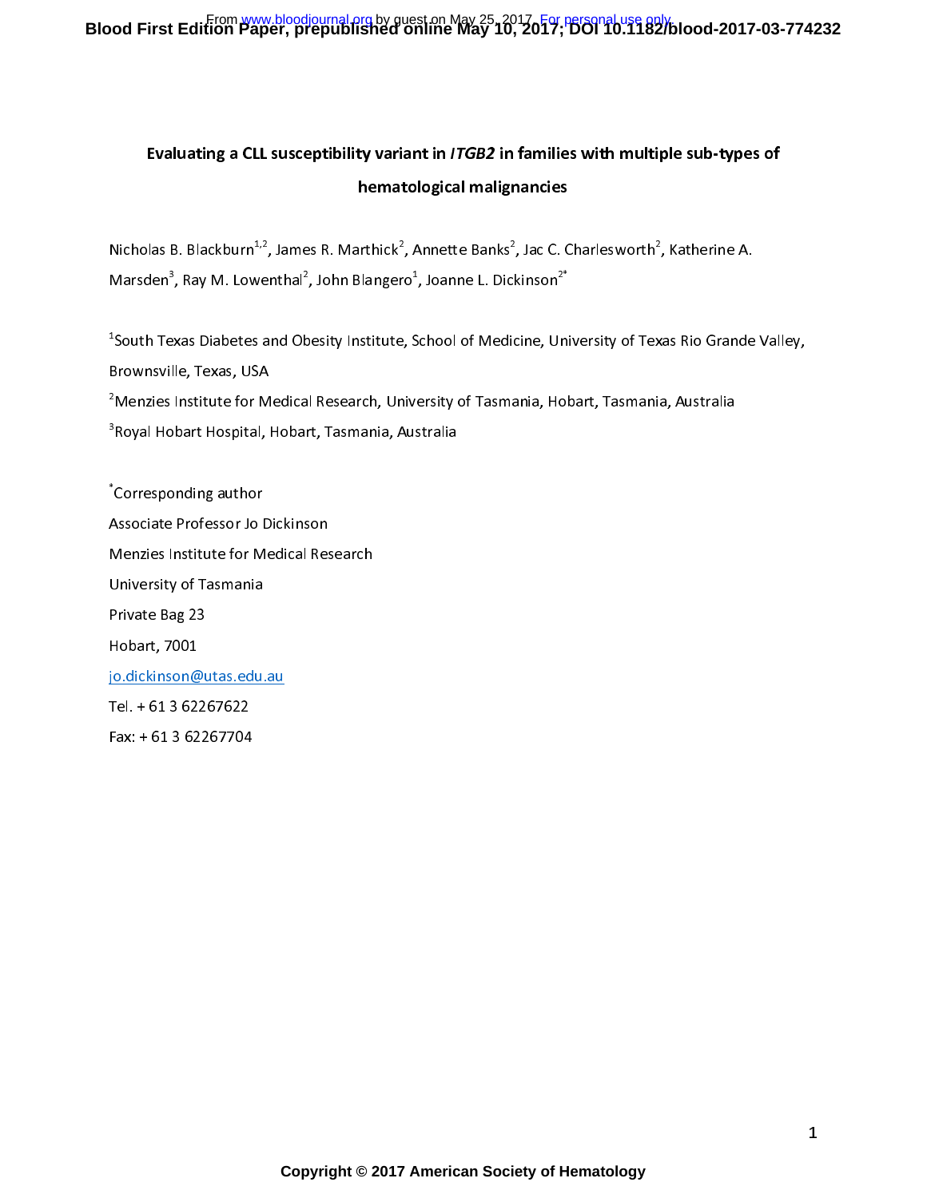# Evaluating a CLL susceptibility variant in *ITGB2* in families with multiple sub-types of hematological malignancies

Nicholas B. Blackburn[1,2], James R. Marthick[2], Annette Banks[2], Jac C. Charlesworth[2], Katherine A. Marsden[3], Ray M. Lowenthal[2], John Blangero[1], Joanne L. Dickinson[2*]

[1]South Texas Diabetes and Obesity Institute, School of Medicine, University of Texas Rio Grande Valley, Brownsville, Texas, USA

[2]Menzies Institute for Medical Research, University of Tasmania, Hobart, Tasmania, Australia

[3]Royal Hobart Hospital, Hobart, Tasmania, Australia

[*]Corresponding author

Associate Professor Jo Dickinson

Menzies Institute for Medical Research

University of Tasmania

Private Bag 23

Hobart, 7001

jo.dickinson@utas.edu.au

Tel. + 61 3 62267622

Fax: + 61 3 62267704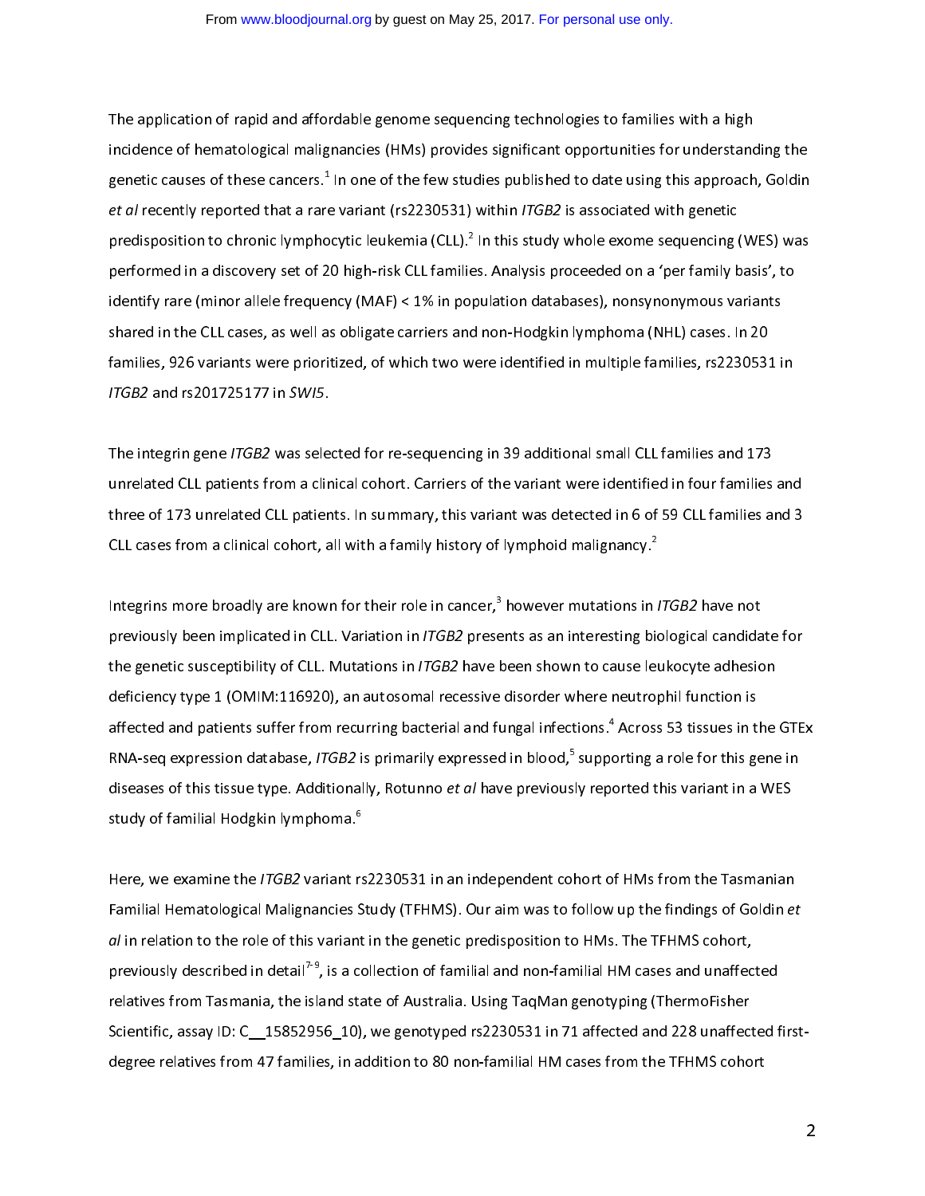The application of rapid and affordable genome sequencing technologies to families with a high incidence of hematological malignancies (HMs) provides significant opportunities for understanding the genetic causes of these cancers.[1] In one of the few studies published to date using this approach, Goldin *et al* recently reported that a rare variant (rs2230531) within *ITGB2* is associated with genetic predisposition to chronic lymphocytic leukemia (CLL).[2] In this study whole exome sequencing (WES) was performed in a discovery set of 20 high-risk CLL families. Analysis proceeded on a 'per family basis', to identify rare (minor allele frequency (MAF) < 1% in population databases), nonsynonymous variants shared in the CLL cases, as well as obligate carriers and non-Hodgkin lymphoma (NHL) cases. In 20 families, 926 variants were prioritized, of which two were identified in multiple families, rs2230531 in *ITGB2* and rs201725177 in *SWI5*.

The integrin gene *ITGB2* was selected for re-sequencing in 39 additional small CLL families and 173 unrelated CLL patients from a clinical cohort. Carriers of the variant were identified in four families and three of 173 unrelated CLL patients. In summary, this variant was detected in 6 of 59 CLL families and 3 CLL cases from a clinical cohort, all with a family history of lymphoid malignancy.[2]

Integrins more broadly are known for their role in cancer,[3] however mutations in *ITGB2* have not previously been implicated in CLL. Variation in *ITGB2* presents as an interesting biological candidate for the genetic susceptibility of CLL. Mutations in *ITGB2* have been shown to cause leukocyte adhesion deficiency type 1 (OMIM:116920), an autosomal recessive disorder where neutrophil function is affected and patients suffer from recurring bacterial and fungal infections.[4] Across 53 tissues in the GTEx RNA-seq expression database, *ITGB2* is primarily expressed in blood,[5] supporting a role for this gene in diseases of this tissue type. Additionally, Rotunno *et al* have previously reported this variant in a WES study of familial Hodgkin lymphoma.[6]

Here, we examine the *ITGB2* variant rs2230531 in an independent cohort of HMs from the Tasmanian Familial Hematological Malignancies Study (TFHMS). Our aim was to follow up the findings of Goldin *et al* in relation to the role of this variant in the genetic predisposition to HMs. The TFHMS cohort, previously described in detail[7-9], is a collection of familial and non-familial HM cases and unaffected relatives from Tasmania, the island state of Australia. Using TaqMan genotyping (ThermoFisher Scientific, assay ID: C__15852956_10), we genotyped rs2230531 in 71 affected and 228 unaffected first-degree relatives from 47 families, in addition to 80 non-familial HM cases from the TFHMS cohort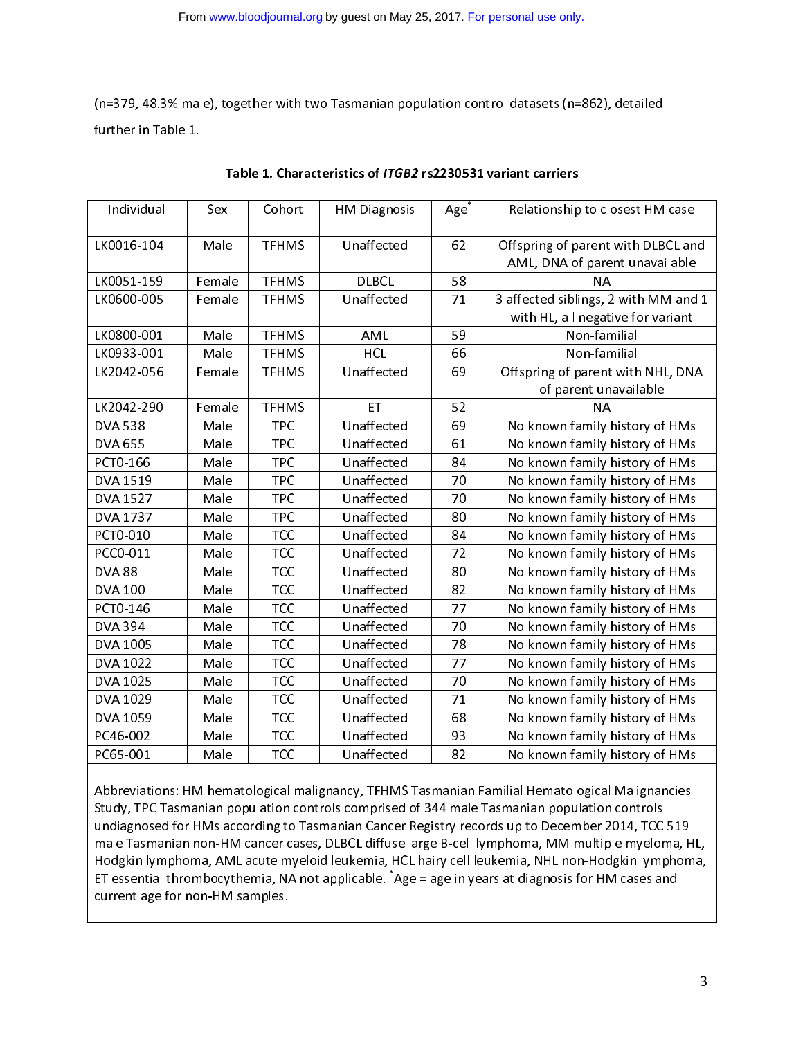(n=379, 48.3% male), together with two Tasmanian population control datasets (n=862), detailed further in Table 1.

**Table 1. Characteristics of *ITGB2* rs2230531 variant carriers**

| Individual | Sex | Cohort | HM Diagnosis | Age* | Relationship to closest HM case |
|---|---|---|---|---|---|
| LK0016-104 | Male | TFHMS | Unaffected | 62 | Offspring of parent with DLBCL and AML, DNA of parent unavailable |
| LK0051-159 | Female | TFHMS | DLBCL | 58 | NA |
| LK0600-005 | Female | TFHMS | Unaffected | 71 | 3 affected siblings, 2 with MM and 1 with HL, all negative for variant |
| LK0800-001 | Male | TFHMS | AML | 59 | Non-familial |
| LK0933-001 | Male | TFHMS | HCL | 66 | Non-familial |
| LK2042-056 | Female | TFHMS | Unaffected | 69 | Offspring of parent with NHL, DNA of parent unavailable |
| LK2042-290 | Female | TFHMS | ET | 52 | NA |
| DVA 538 | Male | TPC | Unaffected | 69 | No known family history of HMs |
| DVA 655 | Male | TPC | Unaffected | 61 | No known family history of HMs |
| PCT0-166 | Male | TPC | Unaffected | 84 | No known family history of HMs |
| DVA 1519 | Male | TPC | Unaffected | 70 | No known family history of HMs |
| DVA 1527 | Male | TPC | Unaffected | 70 | No known family history of HMs |
| DVA 1737 | Male | TPC | Unaffected | 80 | No known family history of HMs |
| PCT0-010 | Male | TCC | Unaffected | 84 | No known family history of HMs |
| PCC0-011 | Male | TCC | Unaffected | 72 | No known family history of HMs |
| DVA 88 | Male | TCC | Unaffected | 80 | No known family history of HMs |
| DVA 100 | Male | TCC | Unaffected | 82 | No known family history of HMs |
| PCT0-146 | Male | TCC | Unaffected | 77 | No known family history of HMs |
| DVA 394 | Male | TCC | Unaffected | 70 | No known family history of HMs |
| DVA 1005 | Male | TCC | Unaffected | 78 | No known family history of HMs |
| DVA 1022 | Male | TCC | Unaffected | 77 | No known family history of HMs |
| DVA 1025 | Male | TCC | Unaffected | 70 | No known family history of HMs |
| DVA 1029 | Male | TCC | Unaffected | 71 | No known family history of HMs |
| DVA 1059 | Male | TCC | Unaffected | 68 | No known family history of HMs |
| PC46-002 | Male | TCC | Unaffected | 93 | No known family history of HMs |
| PC65-001 | Male | TCC | Unaffected | 82 | No known family history of HMs |

Abbreviations: HM hematological malignancy, TFHMS Tasmanian Familial Hematological Malignancies Study, TPC Tasmanian population controls comprised of 344 male Tasmanian population controls undiagnosed for HMs according to Tasmanian Cancer Registry records up to December 2014, TCC 519 male Tasmanian non-HM cancer cases, DLBCL diffuse large B-cell lymphoma, MM multiple myeloma, HL, Hodgkin lymphoma, AML acute myeloid leukemia, HCL hairy cell leukemia, NHL non-Hodgkin lymphoma, ET essential thrombocythemia, NA not applicable. *Age = age in years at diagnosis for HM cases and current age for non-HM samples.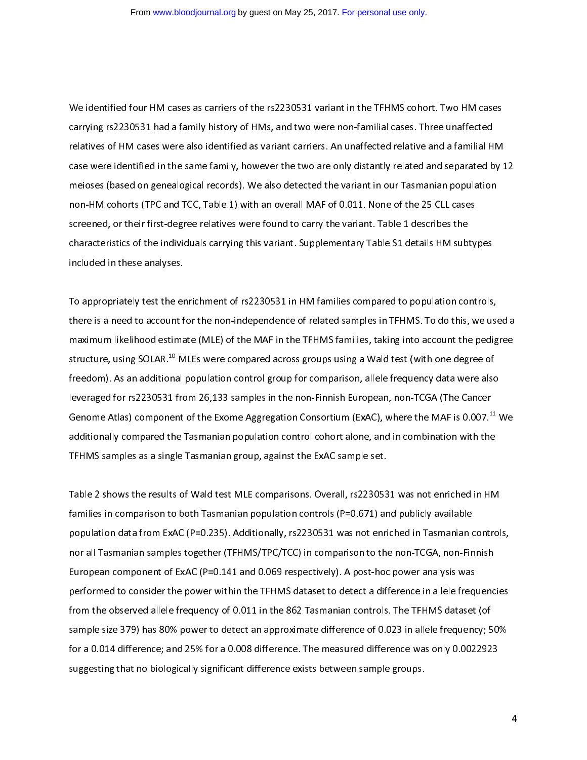We identified four HM cases as carriers of the rs2230531 variant in the TFHMS cohort. Two HM cases carrying rs2230531 had a family history of HMs, and two were non-familial cases. Three unaffected relatives of HM cases were also identified as variant carriers. An unaffected relative and a familial HM case were identified in the same family, however the two are only distantly related and separated by 12 meioses (based on genealogical records). We also detected the variant in our Tasmanian population non-HM cohorts (TPC and TCC, Table 1) with an overall MAF of 0.011. None of the 25 CLL cases screened, or their first-degree relatives were found to carry the variant. Table 1 describes the characteristics of the individuals carrying this variant. Supplementary Table S1 details HM subtypes included in these analyses.

To appropriately test the enrichment of rs2230531 in HM families compared to population controls, there is a need to account for the non-independence of related samples in TFHMS. To do this, we used a maximum likelihood estimate (MLE) of the MAF in the TFHMS families, taking into account the pedigree structure, using SOLAR.[10] MLEs were compared across groups using a Wald test (with one degree of freedom). As an additional population control group for comparison, allele frequency data were also leveraged for rs2230531 from 26,133 samples in the non-Finnish European, non-TCGA (The Cancer Genome Atlas) component of the Exome Aggregation Consortium (ExAC), where the MAF is 0.007.[11] We additionally compared the Tasmanian population control cohort alone, and in combination with the TFHMS samples as a single Tasmanian group, against the ExAC sample set.

Table 2 shows the results of Wald test MLE comparisons. Overall, rs2230531 was not enriched in HM families in comparison to both Tasmanian population controls (P=0.671) and publicly available population data from ExAC (P=0.235). Additionally, rs2230531 was not enriched in Tasmanian controls, nor all Tasmanian samples together (TFHMS/TPC/TCC) in comparison to the non-TCGA, non-Finnish European component of ExAC (P=0.141 and 0.069 respectively). A post-hoc power analysis was performed to consider the power within the TFHMS dataset to detect a difference in allele frequencies from the observed allele frequency of 0.011 in the 862 Tasmanian controls. The TFHMS dataset (of sample size 379) has 80% power to detect an approximate difference of 0.023 in allele frequency; 50% for a 0.014 difference; and 25% for a 0.008 difference. The measured difference was only 0.0022923 suggesting that no biologically significant difference exists between sample groups.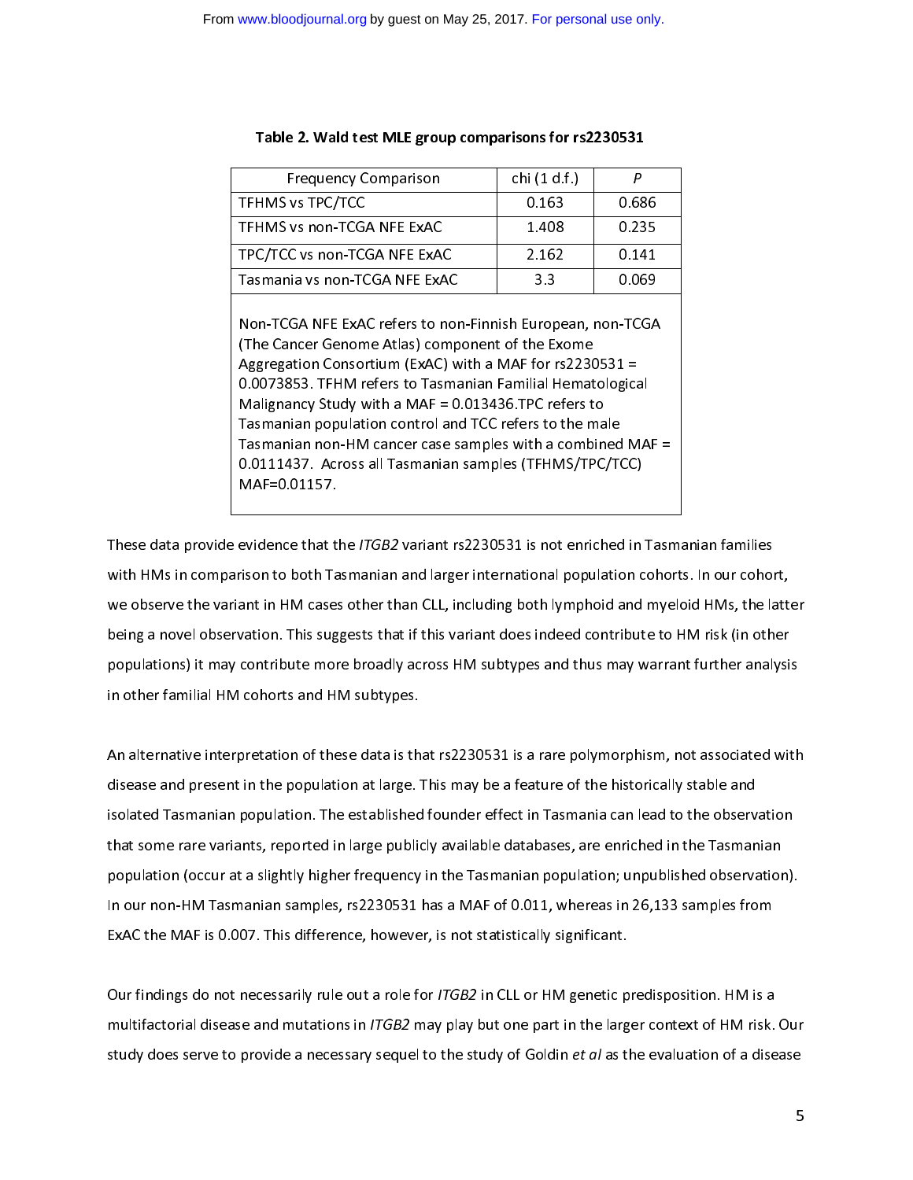**Table 2. Wald test MLE group comparisons for rs2230531**

| Frequency Comparison | chi (1 d.f.) | *P* |
|---|---|---|
| TFHMS vs TPC/TCC | 0.163 | 0.686 |
| TFHMS vs non-TCGA NFE ExAC | 1.408 | 0.235 |
| TPC/TCC vs non-TCGA NFE ExAC | 2.162 | 0.141 |
| Tasmania vs non-TCGA NFE ExAC | 3.3 | 0.069 |

Non-TCGA NFE ExAC refers to non-Finnish European, non-TCGA (The Cancer Genome Atlas) component of the Exome Aggregation Consortium (ExAC) with a MAF for rs2230531 = 0.0073853. TFHM refers to Tasmanian Familial Hematological Malignancy Study with a MAF = 0.013436.TPC refers to Tasmanian population control and TCC refers to the male Tasmanian non-HM cancer case samples with a combined MAF = 0.0111437. Across all Tasmanian samples (TFHMS/TPC/TCC) MAF=0.01157.

These data provide evidence that the *ITGB2* variant rs2230531 is not enriched in Tasmanian families with HMs in comparison to both Tasmanian and larger international population cohorts. In our cohort, we observe the variant in HM cases other than CLL, including both lymphoid and myeloid HMs, the latter being a novel observation. This suggests that if this variant does indeed contribute to HM risk (in other populations) it may contribute more broadly across HM subtypes and thus may warrant further analysis in other familial HM cohorts and HM subtypes.

An alternative interpretation of these data is that rs2230531 is a rare polymorphism, not associated with disease and present in the population at large. This may be a feature of the historically stable and isolated Tasmanian population. The established founder effect in Tasmania can lead to the observation that some rare variants, reported in large publicly available databases, are enriched in the Tasmanian population (occur at a slightly higher frequency in the Tasmanian population; unpublished observation). In our non-HM Tasmanian samples, rs2230531 has a MAF of 0.011, whereas in 26,133 samples from ExAC the MAF is 0.007. This difference, however, is not statistically significant.

Our findings do not necessarily rule out a role for *ITGB2* in CLL or HM genetic predisposition. HM is a multifactorial disease and mutations in *ITGB2* may play but one part in the larger context of HM risk. Our study does serve to provide a necessary sequel to the study of Goldin *et al* as the evaluation of a disease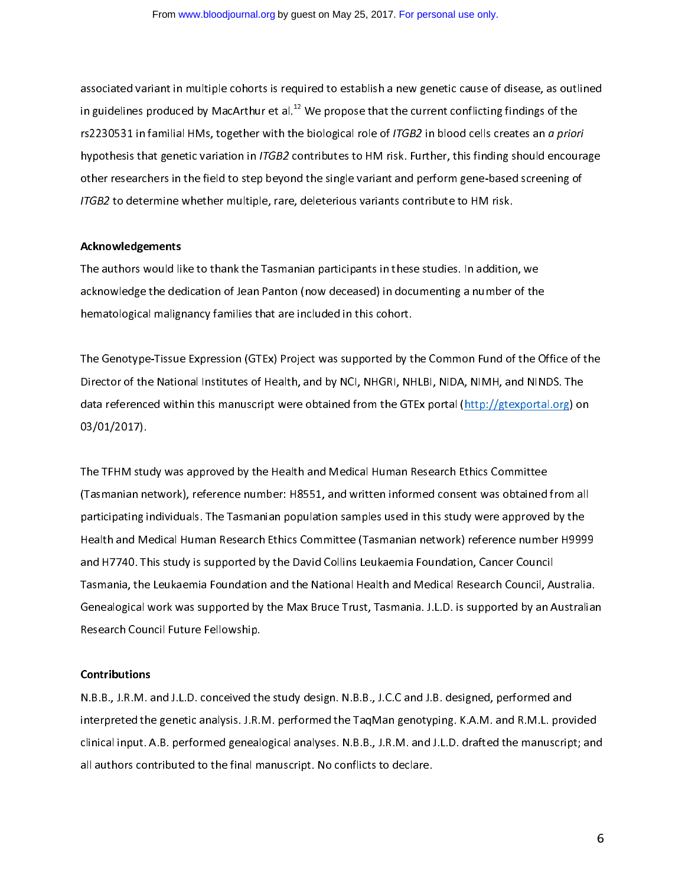associated variant in multiple cohorts is required to establish a new genetic cause of disease, as outlined in guidelines produced by MacArthur et al.[12] We propose that the current conflicting findings of the rs2230531 in familial HMs, together with the biological role of *ITGB2* in blood cells creates an *a priori* hypothesis that genetic variation in *ITGB2* contributes to HM risk. Further, this finding should encourage other researchers in the field to step beyond the single variant and perform gene-based screening of *ITGB2* to determine whether multiple, rare, deleterious variants contribute to HM risk.

**Acknowledgements**

The authors would like to thank the Tasmanian participants in these studies. In addition, we acknowledge the dedication of Jean Panton (now deceased) in documenting a number of the hematological malignancy families that are included in this cohort.

The Genotype-Tissue Expression (GTEx) Project was supported by the Common Fund of the Office of the Director of the National Institutes of Health, and by NCI, NHGRI, NHLBI, NIDA, NIMH, and NINDS. The data referenced within this manuscript were obtained from the GTEx portal (http://gtexportal.org) on 03/01/2017).

The TFHM study was approved by the Health and Medical Human Research Ethics Committee (Tasmanian network), reference number: H8551, and written informed consent was obtained from all participating individuals. The Tasmanian population samples used in this study were approved by the Health and Medical Human Research Ethics Committee (Tasmanian network) reference number H9999 and H7740. This study is supported by the David Collins Leukaemia Foundation, Cancer Council Tasmania, the Leukaemia Foundation and the National Health and Medical Research Council, Australia. Genealogical work was supported by the Max Bruce Trust, Tasmania. J.L.D. is supported by an Australian Research Council Future Fellowship.

**Contributions**

N.B.B., J.R.M. and J.L.D. conceived the study design. N.B.B., J.C.C and J.B. designed, performed and interpreted the genetic analysis. J.R.M. performed the TaqMan genotyping. K.A.M. and R.M.L. provided clinical input. A.B. performed genealogical analyses. N.B.B., J.R.M. and J.L.D. drafted the manuscript; and all authors contributed to the final manuscript. No conflicts to declare.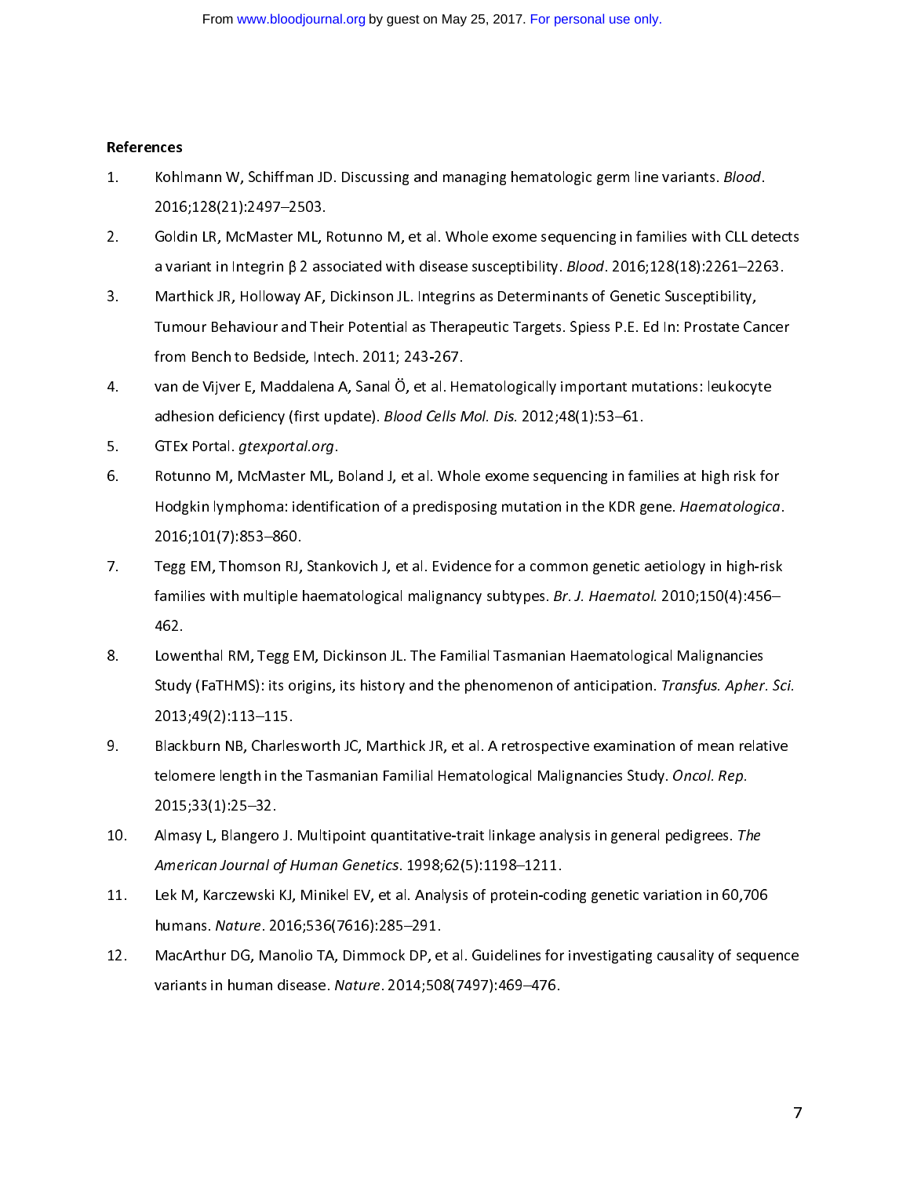## References

1. Kohlmann W, Schiffman JD. Discussing and managing hematologic germ line variants. *Blood*. 2016;128(21):2497–2503.
2. Goldin LR, McMaster ML, Rotunno M, et al. Whole exome sequencing in families with CLL detects a variant in Integrin β 2 associated with disease susceptibility. *Blood*. 2016;128(18):2261–2263.
3. Marthick JR, Holloway AF, Dickinson JL. Integrins as Determinants of Genetic Susceptibility, Tumour Behaviour and Their Potential as Therapeutic Targets. Spiess P.E. Ed In: Prostate Cancer from Bench to Bedside, Intech. 2011; 243-267.
4. van de Vijver E, Maddalena A, Sanal Ö, et al. Hematologically important mutations: leukocyte adhesion deficiency (first update). *Blood Cells Mol. Dis.* 2012;48(1):53–61.
5. GTEx Portal. *gtexportal.org*.
6. Rotunno M, McMaster ML, Boland J, et al. Whole exome sequencing in families at high risk for Hodgkin lymphoma: identification of a predisposing mutation in the KDR gene. *Haematologica*. 2016;101(7):853–860.
7. Tegg EM, Thomson RJ, Stankovich J, et al. Evidence for a common genetic aetiology in high-risk families with multiple haematological malignancy subtypes. *Br. J. Haematol.* 2010;150(4):456–462.
8. Lowenthal RM, Tegg EM, Dickinson JL. The Familial Tasmanian Haematological Malignancies Study (FaTHMS): its origins, its history and the phenomenon of anticipation. *Transfus. Apher. Sci.* 2013;49(2):113–115.
9. Blackburn NB, Charlesworth JC, Marthick JR, et al. A retrospective examination of mean relative telomere length in the Tasmanian Familial Hematological Malignancies Study. *Oncol. Rep.* 2015;33(1):25–32.
10. Almasy L, Blangero J. Multipoint quantitative-trait linkage analysis in general pedigrees. *The American Journal of Human Genetics*. 1998;62(5):1198–1211.
11. Lek M, Karczewski KJ, Minikel EV, et al. Analysis of protein-coding genetic variation in 60,706 humans. *Nature*. 2016;536(7616):285–291.
12. MacArthur DG, Manolio TA, Dimmock DP, et al. Guidelines for investigating causality of sequence variants in human disease. *Nature*. 2014;508(7497):469–476.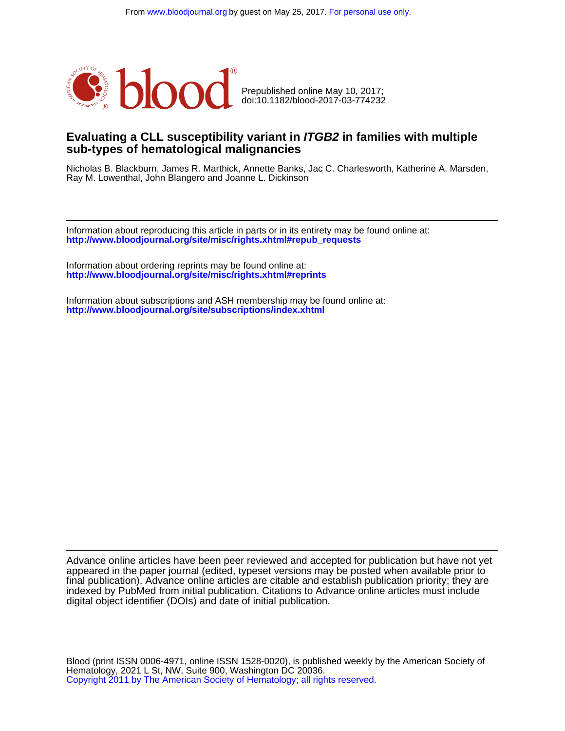Prepublished online May 10, 2017;
doi:10.1182/blood-2017-03-774232

# Evaluating a CLL susceptibility variant in *ITGB2* in families with multiple sub-types of hematological malignancies

Nicholas B. Blackburn, James R. Marthick, Annette Banks, Jac C. Charlesworth, Katherine A. Marsden, Ray M. Lowenthal, John Blangero and Joanne L. Dickinson

---

Information about reproducing this article in parts or in its entirety may be found online at:
**http://www.bloodjournal.org/site/misc/rights.xhtml#repub_requests**

Information about ordering reprints may be found online at:
**http://www.bloodjournal.org/site/misc/rights.xhtml#reprints**

Information about subscriptions and ASH membership may be found online at:
**http://www.bloodjournal.org/site/subscriptions/index.xhtml**

---

Advance online articles have been peer reviewed and accepted for publication but have not yet appeared in the paper journal (edited, typeset versions may be posted when available prior to final publication). Advance online articles are citable and establish publication priority; they are indexed by PubMed from initial publication. Citations to Advance online articles must include digital object identifier (DOIs) and date of initial publication.

Blood (print ISSN 0006-4971, online ISSN 1528-0020), is published weekly by the American Society of Hematology, 2021 L St, NW, Suite 900, Washington DC 20036.
Copyright 2011 by The American Society of Hematology; all rights reserved.